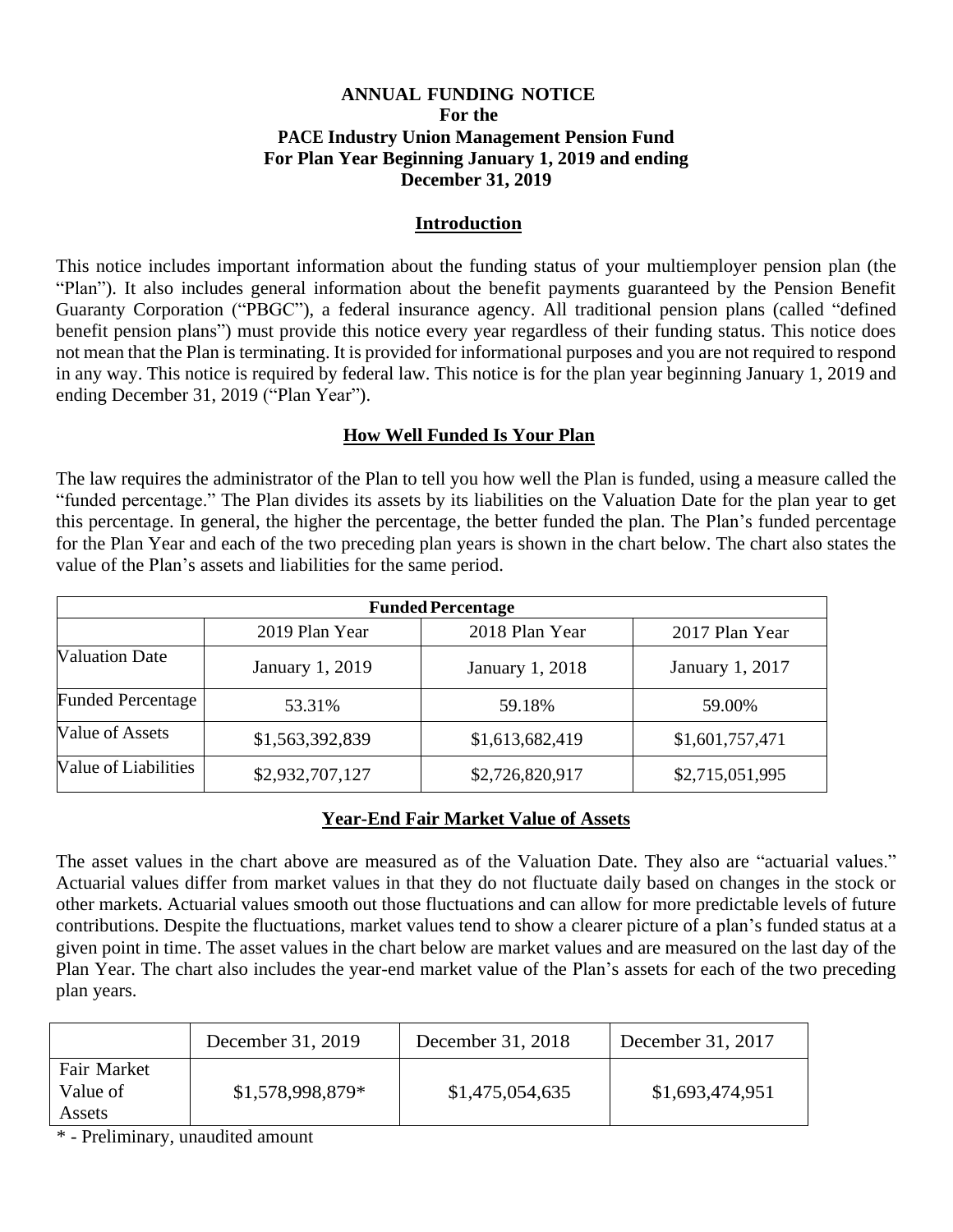# ANNUAL FUNDING NOTICE
## For the
## PACE Industry Union Management Pension Fund
## For Plan Year Beginning January 1, 2019 and ending December 31, 2019

### Introduction

This notice includes important information about the funding status of your multiemployer pension plan (the "Plan"). It also includes general information about the benefit payments guaranteed by the Pension Benefit Guaranty Corporation ("PBGC"), a federal insurance agency. All traditional pension plans (called "defined benefit pension plans") must provide this notice every year regardless of their funding status. This notice does not mean that the Plan is terminating. It is provided for informational purposes and you are not required to respond in any way. This notice is required by federal law. This notice is for the plan year beginning January 1, 2019 and ending December 31, 2019 ("Plan Year").

### How Well Funded Is Your Plan

The law requires the administrator of the Plan to tell you how well the Plan is funded, using a measure called the "funded percentage." The Plan divides its assets by its liabilities on the Valuation Date for the plan year to get this percentage. In general, the higher the percentage, the better funded the plan. The Plan's funded percentage for the Plan Year and each of the two preceding plan years is shown in the chart below. The chart also states the value of the Plan's assets and liabilities for the same period.

| Funded Percentage | | | |
|---|---|---|---|
| | 2019 Plan Year | 2018 Plan Year | 2017 Plan Year |
| Valuation Date | January 1, 2019 | January 1, 2018 | January 1, 2017 |
| Funded Percentage | 53.31% | 59.18% | 59.00% |
| Value of Assets | $1,563,392,839 | $1,613,682,419 | $1,601,757,471 |
| Value of Liabilities | $2,932,707,127 | $2,726,820,917 | $2,715,051,995 |

### Year-End Fair Market Value of Assets

The asset values in the chart above are measured as of the Valuation Date. They also are "actuarial values." Actuarial values differ from market values in that they do not fluctuate daily based on changes in the stock or other markets. Actuarial values smooth out those fluctuations and can allow for more predictable levels of future contributions. Despite the fluctuations, market values tend to show a clearer picture of a plan's funded status at a given point in time. The asset values in the chart below are market values and are measured on the last day of the Plan Year. The chart also includes the year-end market value of the Plan's assets for each of the two preceding plan years.

| | December 31, 2019 | December 31, 2018 | December 31, 2017 |
|---|---|---|---|
| Fair Market Value of Assets | $1,578,998,879* | $1,475,054,635 | $1,693,474,951 |

* - Preliminary, unaudited amount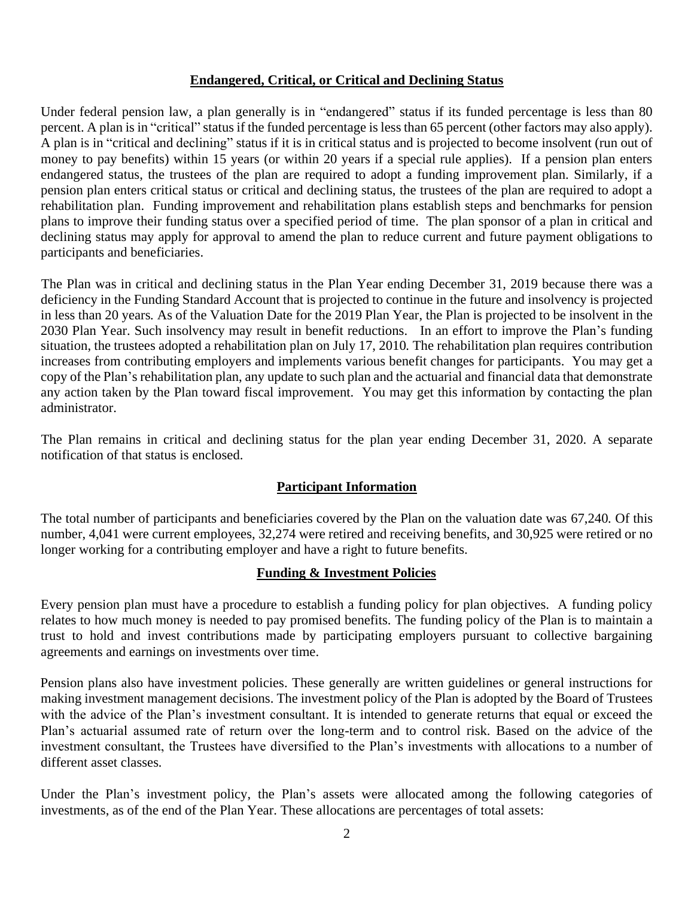## Endangered, Critical, or Critical and Declining Status

Under federal pension law, a plan generally is in "endangered" status if its funded percentage is less than 80 percent. A plan is in "critical" status if the funded percentage is less than 65 percent (other factors may also apply). A plan is in "critical and declining" status if it is in critical status and is projected to become insolvent (run out of money to pay benefits) within 15 years (or within 20 years if a special rule applies). If a pension plan enters endangered status, the trustees of the plan are required to adopt a funding improvement plan. Similarly, if a pension plan enters critical status or critical and declining status, the trustees of the plan are required to adopt a rehabilitation plan. Funding improvement and rehabilitation plans establish steps and benchmarks for pension plans to improve their funding status over a specified period of time. The plan sponsor of a plan in critical and declining status may apply for approval to amend the plan to reduce current and future payment obligations to participants and beneficiaries.

The Plan was in critical and declining status in the Plan Year ending December 31, 2019 because there was a deficiency in the Funding Standard Account that is projected to continue in the future and insolvency is projected in less than 20 years. As of the Valuation Date for the 2019 Plan Year, the Plan is projected to be insolvent in the 2030 Plan Year. Such insolvency may result in benefit reductions. In an effort to improve the Plan's funding situation, the trustees adopted a rehabilitation plan on July 17, 2010. The rehabilitation plan requires contribution increases from contributing employers and implements various benefit changes for participants. You may get a copy of the Plan's rehabilitation plan, any update to such plan and the actuarial and financial data that demonstrate any action taken by the Plan toward fiscal improvement. You may get this information by contacting the plan administrator.

The Plan remains in critical and declining status for the plan year ending December 31, 2020. A separate notification of that status is enclosed.

## Participant Information

The total number of participants and beneficiaries covered by the Plan on the valuation date was 67,240. Of this number, 4,041 were current employees, 32,274 were retired and receiving benefits, and 30,925 were retired or no longer working for a contributing employer and have a right to future benefits.

## Funding & Investment Policies

Every pension plan must have a procedure to establish a funding policy for plan objectives. A funding policy relates to how much money is needed to pay promised benefits. The funding policy of the Plan is to maintain a trust to hold and invest contributions made by participating employers pursuant to collective bargaining agreements and earnings on investments over time.

Pension plans also have investment policies. These generally are written guidelines or general instructions for making investment management decisions. The investment policy of the Plan is adopted by the Board of Trustees with the advice of the Plan's investment consultant. It is intended to generate returns that equal or exceed the Plan's actuarial assumed rate of return over the long-term and to control risk. Based on the advice of the investment consultant, the Trustees have diversified to the Plan's investments with allocations to a number of different asset classes.

Under the Plan's investment policy, the Plan's assets were allocated among the following categories of investments, as of the end of the Plan Year. These allocations are percentages of total assets: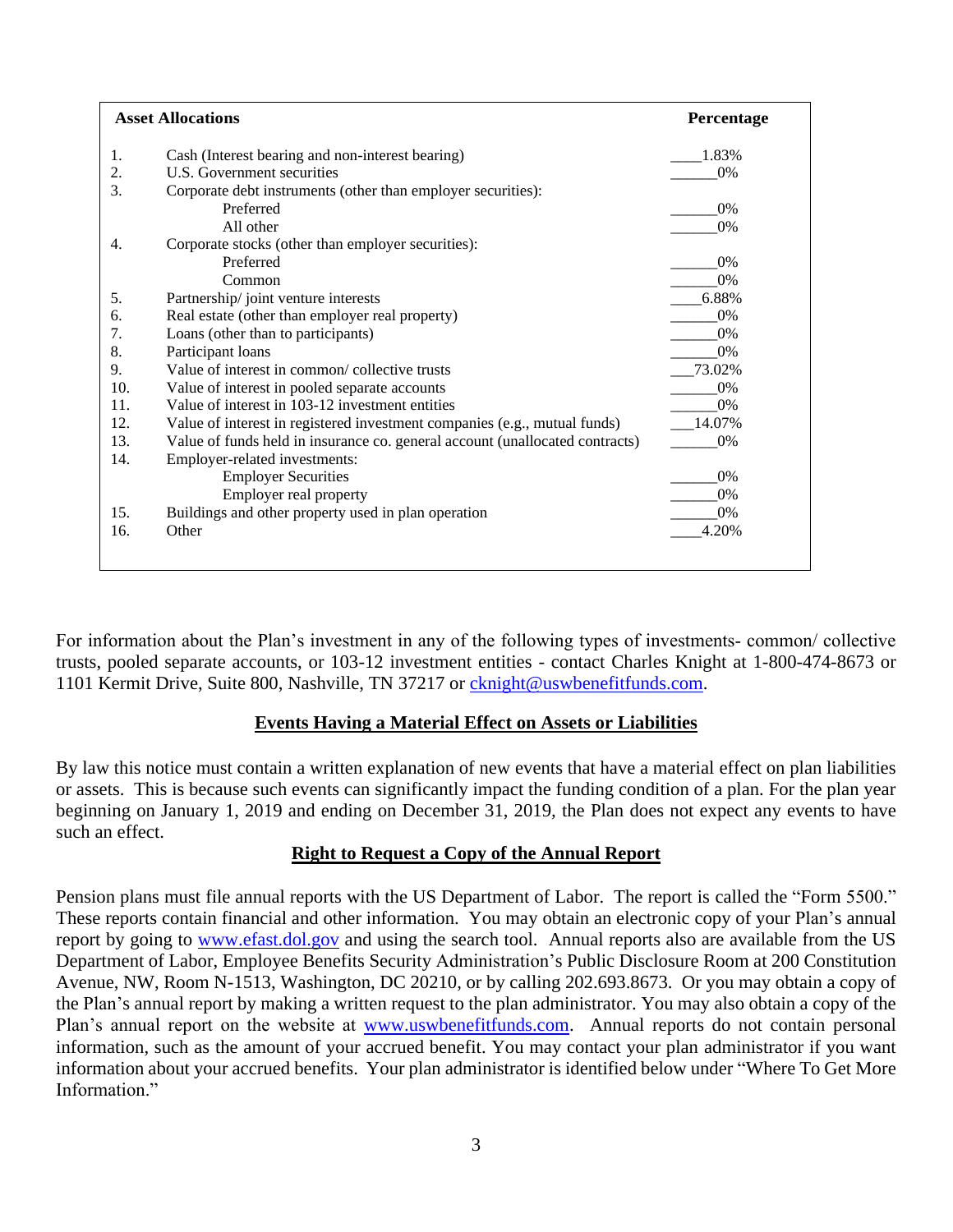| | Asset Allocations | Percentage |
|---|---|---|
| 1. | Cash (Interest bearing and non-interest bearing) | 1.83% |
| 2. | U.S. Government securities | 0% |
| 3. | Corporate debt instruments (other than employer securities): | |
| | Preferred | 0% |
| | All other | 0% |
| 4. | Corporate stocks (other than employer securities): | |
| | Preferred | 0% |
| | Common | 0% |
| 5. | Partnership/ joint venture interests | 6.88% |
| 6. | Real estate (other than employer real property) | 0% |
| 7. | Loans (other than to participants) | 0% |
| 8. | Participant loans | 0% |
| 9. | Value of interest in common/ collective trusts | 73.02% |
| 10. | Value of interest in pooled separate accounts | 0% |
| 11. | Value of interest in 103-12 investment entities | 0% |
| 12. | Value of interest in registered investment companies (e.g., mutual funds) | 14.07% |
| 13. | Value of funds held in insurance co. general account (unallocated contracts) | 0% |
| 14. | Employer-related investments: | |
| | Employer Securities | 0% |
| | Employer real property | 0% |
| 15. | Buildings and other property used in plan operation | 0% |
| 16. | Other | 4.20% |

For information about the Plan's investment in any of the following types of investments- common/ collective trusts, pooled separate accounts, or 103-12 investment entities - contact Charles Knight at 1-800-474-8673 or 1101 Kermit Drive, Suite 800, Nashville, TN 37217 or [cknight@uswbenefitfunds.com](mailto:cknight@uswbenefitfunds.com).

## Events Having a Material Effect on Assets or Liabilities

By law this notice must contain a written explanation of new events that have a material effect on plan liabilities or assets. This is because such events can significantly impact the funding condition of a plan. For the plan year beginning on January 1, 2019 and ending on December 31, 2019, the Plan does not expect any events to have such an effect.

## Right to Request a Copy of the Annual Report

Pension plans must file annual reports with the US Department of Labor. The report is called the "Form 5500." These reports contain financial and other information. You may obtain an electronic copy of your Plan's annual report by going to [www.efast.dol.gov](http://www.efast.dol.gov) and using the search tool. Annual reports also are available from the US Department of Labor, Employee Benefits Security Administration's Public Disclosure Room at 200 Constitution Avenue, NW, Room N-1513, Washington, DC 20210, or by calling 202.693.8673. Or you may obtain a copy of the Plan's annual report by making a written request to the plan administrator. You may also obtain a copy of the Plan's annual report on the website at [www.uswbenefitfunds.com](http://www.uswbenefitfunds.com). Annual reports do not contain personal information, such as the amount of your accrued benefit. You may contact your plan administrator if you want information about your accrued benefits. Your plan administrator is identified below under "Where To Get More Information."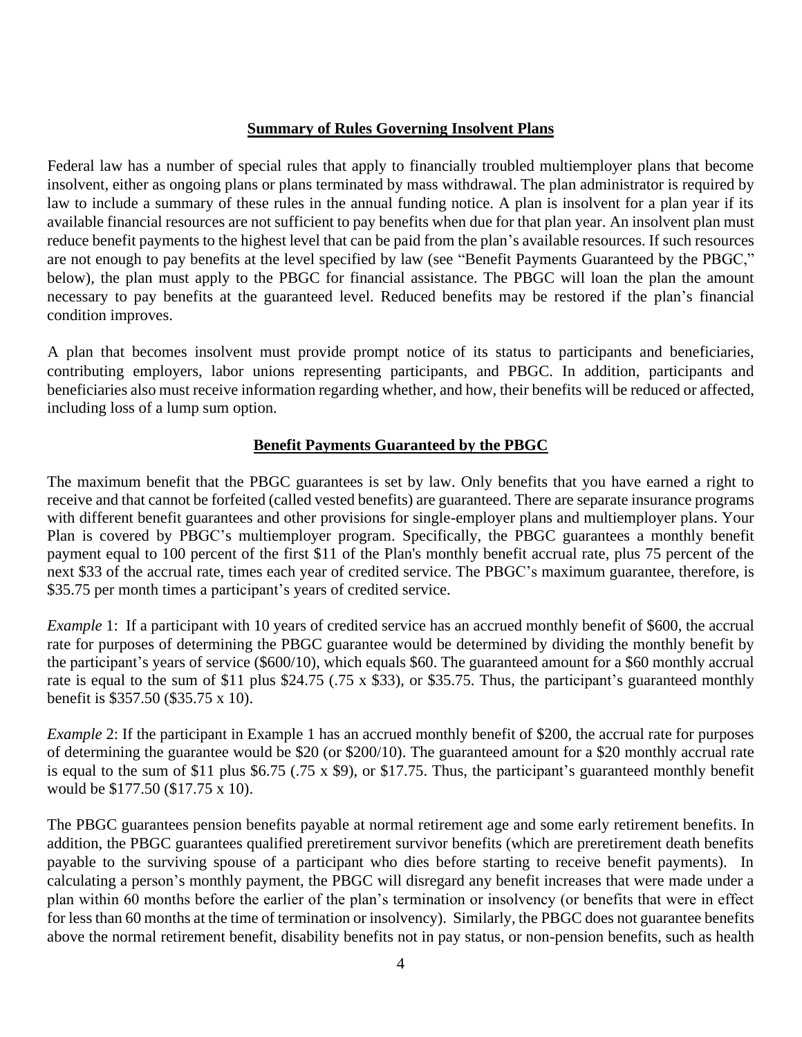## Summary of Rules Governing Insolvent Plans

Federal law has a number of special rules that apply to financially troubled multiemployer plans that become insolvent, either as ongoing plans or plans terminated by mass withdrawal. The plan administrator is required by law to include a summary of these rules in the annual funding notice. A plan is insolvent for a plan year if its available financial resources are not sufficient to pay benefits when due for that plan year. An insolvent plan must reduce benefit payments to the highest level that can be paid from the plan's available resources. If such resources are not enough to pay benefits at the level specified by law (see "Benefit Payments Guaranteed by the PBGC," below), the plan must apply to the PBGC for financial assistance. The PBGC will loan the plan the amount necessary to pay benefits at the guaranteed level. Reduced benefits may be restored if the plan's financial condition improves.

A plan that becomes insolvent must provide prompt notice of its status to participants and beneficiaries, contributing employers, labor unions representing participants, and PBGC. In addition, participants and beneficiaries also must receive information regarding whether, and how, their benefits will be reduced or affected, including loss of a lump sum option.

## Benefit Payments Guaranteed by the PBGC

The maximum benefit that the PBGC guarantees is set by law. Only benefits that you have earned a right to receive and that cannot be forfeited (called vested benefits) are guaranteed. There are separate insurance programs with different benefit guarantees and other provisions for single-employer plans and multiemployer plans. Your Plan is covered by PBGC's multiemployer program. Specifically, the PBGC guarantees a monthly benefit payment equal to 100 percent of the first $11 of the Plan's monthly benefit accrual rate, plus 75 percent of the next $33 of the accrual rate, times each year of credited service. The PBGC's maximum guarantee, therefore, is $35.75 per month times a participant's years of credited service.

*Example* 1: If a participant with 10 years of credited service has an accrued monthly benefit of $600, the accrual rate for purposes of determining the PBGC guarantee would be determined by dividing the monthly benefit by the participant's years of service ($600/10), which equals $60. The guaranteed amount for a $60 monthly accrual rate is equal to the sum of $11 plus $24.75 (.75 x $33), or $35.75. Thus, the participant's guaranteed monthly benefit is $357.50 ($35.75 x 10).

*Example* 2: If the participant in Example 1 has an accrued monthly benefit of $200, the accrual rate for purposes of determining the guarantee would be $20 (or $200/10). The guaranteed amount for a $20 monthly accrual rate is equal to the sum of $11 plus $6.75 (.75 x $9), or $17.75. Thus, the participant's guaranteed monthly benefit would be $177.50 ($17.75 x 10).

The PBGC guarantees pension benefits payable at normal retirement age and some early retirement benefits. In addition, the PBGC guarantees qualified preretirement survivor benefits (which are preretirement death benefits payable to the surviving spouse of a participant who dies before starting to receive benefit payments). In calculating a person's monthly payment, the PBGC will disregard any benefit increases that were made under a plan within 60 months before the earlier of the plan's termination or insolvency (or benefits that were in effect for less than 60 months at the time of termination or insolvency). Similarly, the PBGC does not guarantee benefits above the normal retirement benefit, disability benefits not in pay status, or non-pension benefits, such as health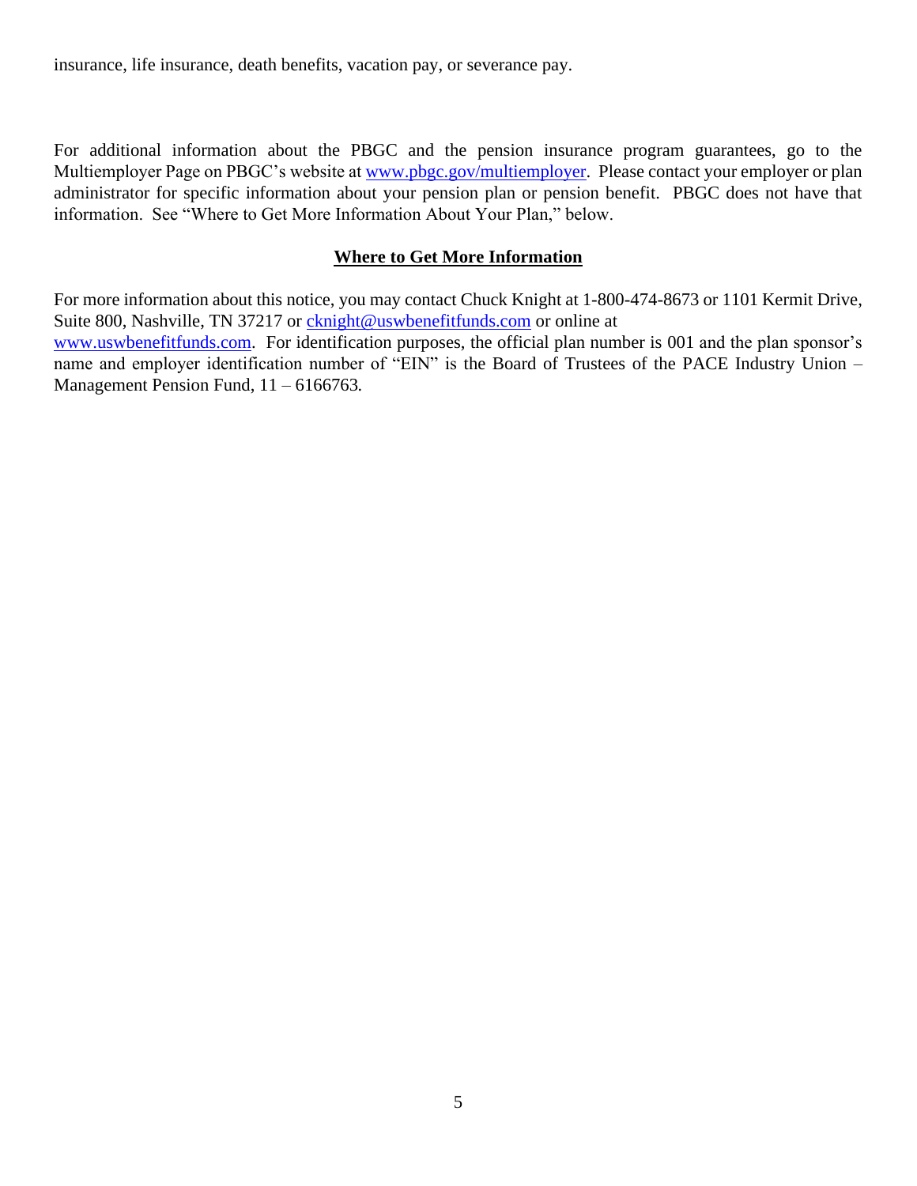insurance, life insurance, death benefits, vacation pay, or severance pay.

For additional information about the PBGC and the pension insurance program guarantees, go to the Multiemployer Page on PBGC's website at [www.pbgc.gov/multiemployer](http://www.pbgc.gov/multiemployer). Please contact your employer or plan administrator for specific information about your pension plan or pension benefit. PBGC does not have that information. See "Where to Get More Information About Your Plan," below.

## Where to Get More Information

For more information about this notice, you may contact Chuck Knight at 1-800-474-8673 or 1101 Kermit Drive, Suite 800, Nashville, TN 37217 or [cknight@uswbenefitfunds.com](mailto:cknight@uswbenefitfunds.com) or online at [www.uswbenefitfunds.com](http://www.uswbenefitfunds.com). For identification purposes, the official plan number is 001 and the plan sponsor's name and employer identification number of "EIN" is the Board of Trustees of the PACE Industry Union – Management Pension Fund, 11 – 6166763*.*